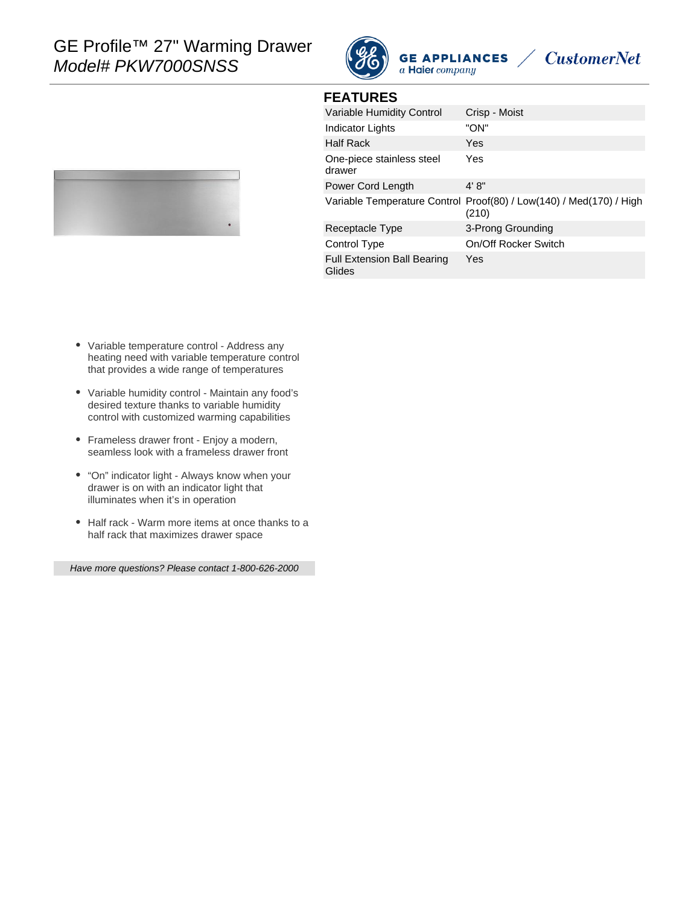# GE Profile™ 27" Warming Drawer

*Model# PKW7000SNSS*

GE APPLIANCES
a Haier company

CustomerNet

## FEATURES

| | |
|---|---|
| Variable Humidity Control | Crisp - Moist |
| Indicator Lights | "ON" |
| Half Rack | Yes |
| One-piece stainless steel drawer | Yes |
| Power Cord Length | 4' 8" |
| Variable Temperature Control | Proof(80) / Low(140) / Med(170) / High (210) |
| Receptacle Type | 3-Prong Grounding |
| Control Type | On/Off Rocker Switch |
| Full Extension Ball Bearing Glides | Yes |

- Variable temperature control - Address any heating need with variable temperature control that provides a wide range of temperatures
- Variable humidity control - Maintain any food's desired texture thanks to variable humidity control with customized warming capabilities
- Frameless drawer front - Enjoy a modern, seamless look with a frameless drawer front
- "On" indicator light - Always know when your drawer is on with an indicator light that illuminates when it's in operation
- Half rack - Warm more items at once thanks to a half rack that maximizes drawer space

*Have more questions? Please contact 1-800-626-2000*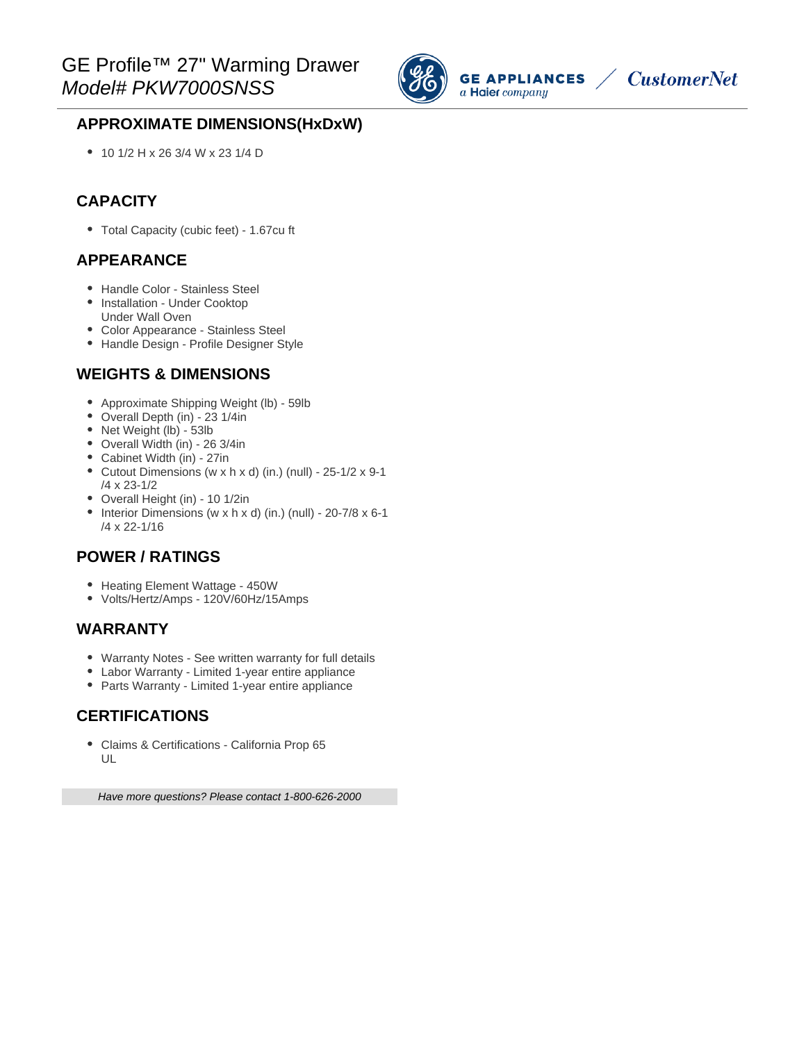# GE Profile™ 27" Warming Drawer

*Model# PKW7000SNSS*

## APPROXIMATE DIMENSIONS(HxDxW)

- 10 1/2 H x 26 3/4 W x 23 1/4 D

## CAPACITY

- Total Capacity (cubic feet) - 1.67cu ft

## APPEARANCE

- Handle Color - Stainless Steel
- Installation - Under Cooktop
  Under Wall Oven
- Color Appearance - Stainless Steel
- Handle Design - Profile Designer Style

## WEIGHTS & DIMENSIONS

- Approximate Shipping Weight (lb) - 59lb
- Overall Depth (in) - 23 1/4in
- Net Weight (lb) - 53lb
- Overall Width (in) - 26 3/4in
- Cabinet Width (in) - 27in
- Cutout Dimensions (w x h x d) (in.) (null) - 25-1/2 x 9-1/4 x 23-1/2
- Overall Height (in) - 10 1/2in
- Interior Dimensions (w x h x d) (in.) (null) - 20-7/8 x 6-1/4 x 22-1/16

## POWER / RATINGS

- Heating Element Wattage - 450W
- Volts/Hertz/Amps - 120V/60Hz/15Amps

## WARRANTY

- Warranty Notes - See written warranty for full details
- Labor Warranty - Limited 1-year entire appliance
- Parts Warranty - Limited 1-year entire appliance

## CERTIFICATIONS

- Claims & Certifications - California Prop 65
  UL

*Have more questions? Please contact 1-800-626-2000*